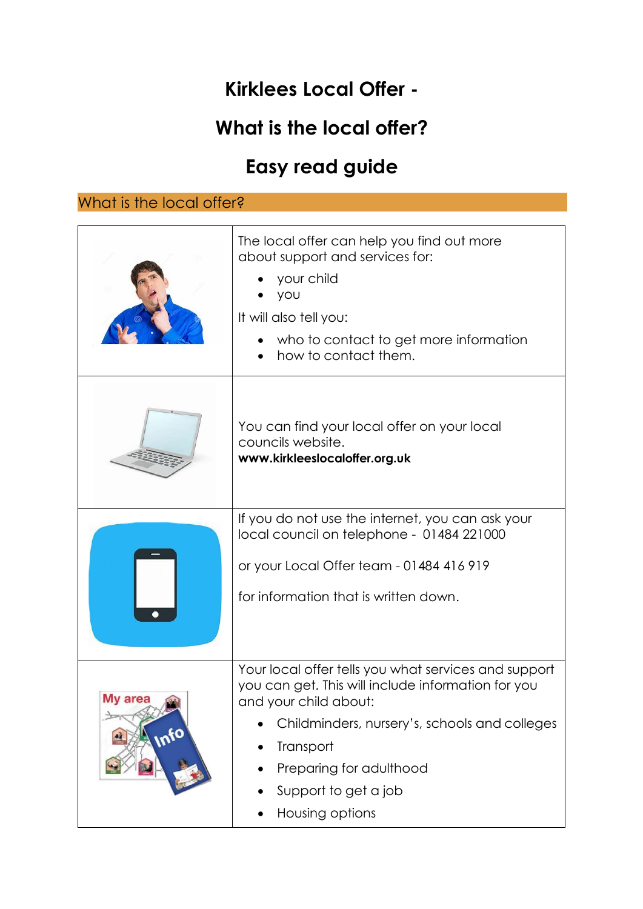# Kirklees Local Offer -

# What is the local offer?

# Easy read guide

## What is the local offer?

The local offer can help you find out more about support and services for:

- your child
- you

It will also tell you:

- who to contact to get more information
- how to contact them.

You can find your local offer on your local councils website.
**www.kirkleeslocaloffer.org.uk**

If you do not use the internet, you can ask your local council on telephone - 01484 221000

or your Local Offer team - 01484 416 919

for information that is written down.

Your local offer tells you what services and support you can get. This will include information for you and your child about:

- Childminders, nursery's, schools and colleges
- Transport
- Preparing for adulthood
- Support to get a job
- Housing options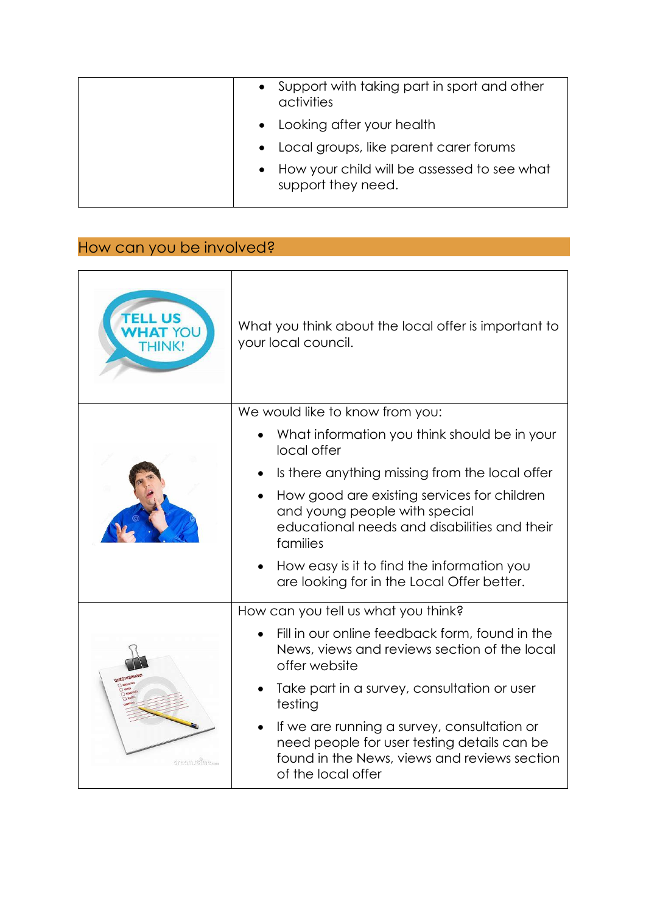| | |
|---|---|
| | • Support with taking part in sport and other activities<br>• Looking after your health<br>• Local groups, like parent carer forums<br>• How your child will be assessed to see what support they need. |

## How can you be involved?

| | |
|---|---|
| TELL US WHAT YOU THINK! | What you think about the local offer is important to your local council. |
| | We would like to know from you:<br>• What information you think should be in your local offer<br>• Is there anything missing from the local offer<br>• How good are existing services for children and young people with special educational needs and disabilities and their families<br>• How easy is it to find the information you are looking for in the Local Offer better. |
| | How can you tell us what you think?<br>• Fill in our online feedback form, found in the News, views and reviews section of the local offer website<br>• Take part in a survey, consultation or user testing<br>• If we are running a survey, consultation or need people for user testing details can be found in the News, views and reviews section of the local offer |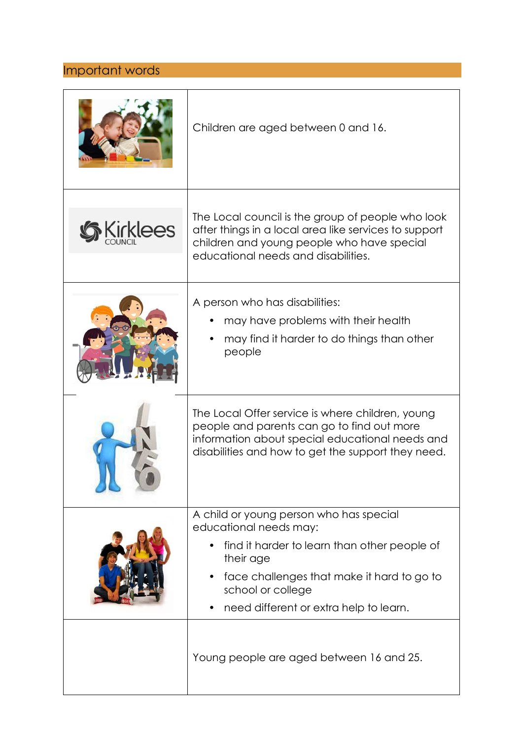## Important words

| | |
|---|---|
| | Children are aged between 0 and 16. |
| Kirklees COUNCIL | The Local council is the group of people who look after things in a local area like services to support children and young people who have special educational needs and disabilities. |
| | A person who has disabilities:<br>• may have problems with their health<br>• may find it harder to do things than other people |
| | The Local Offer service is where children, young people and parents can go to find out more information about special educational needs and disabilities and how to get the support they need. |
| | A child or young person who has special educational needs may:<br>• find it harder to learn than other people of their age<br>• face challenges that make it hard to go to school or college<br>• need different or extra help to learn. |
| | Young people are aged between 16 and 25. |